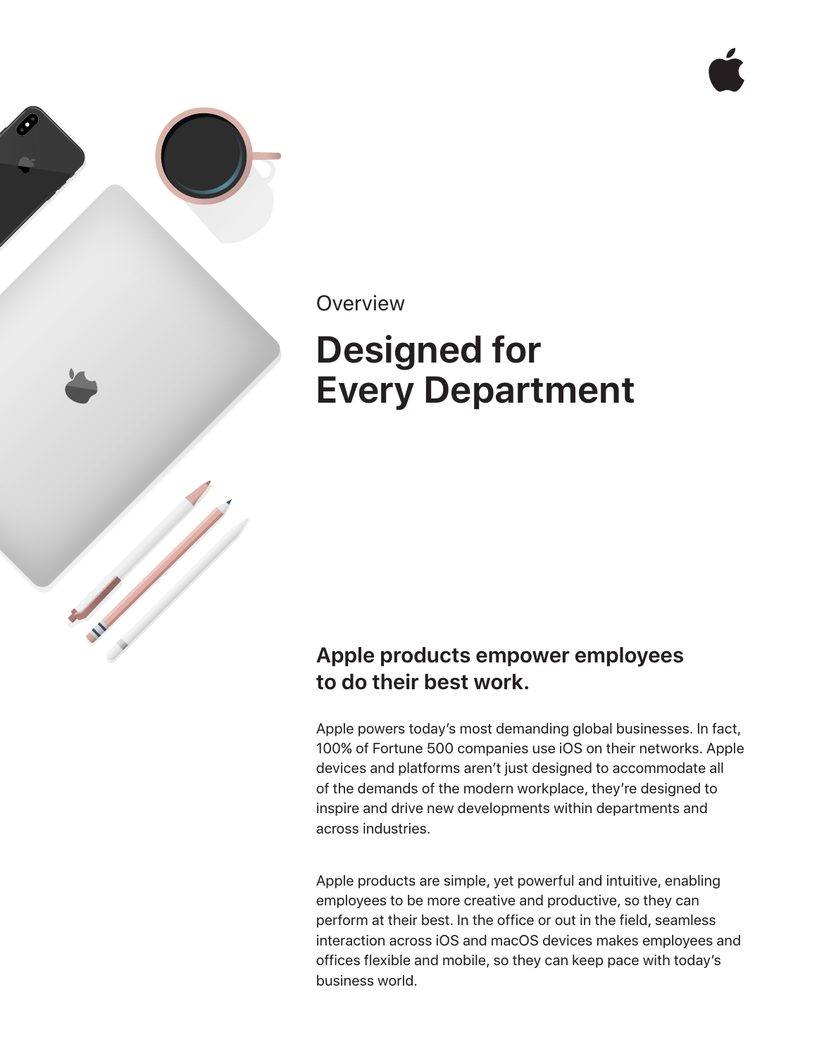Overview

# Designed for Every Department

## Apple products empower employees to do their best work.

Apple powers today's most demanding global businesses. In fact, 100% of Fortune 500 companies use iOS on their networks. Apple devices and platforms aren't just designed to accommodate all of the demands of the modern workplace, they're designed to inspire and drive new developments within departments and across industries.

Apple products are simple, yet powerful and intuitive, enabling employees to be more creative and productive, so they can perform at their best. In the office or out in the field, seamless interaction across iOS and macOS devices makes employees and offices flexible and mobile, so they can keep pace with today's business world.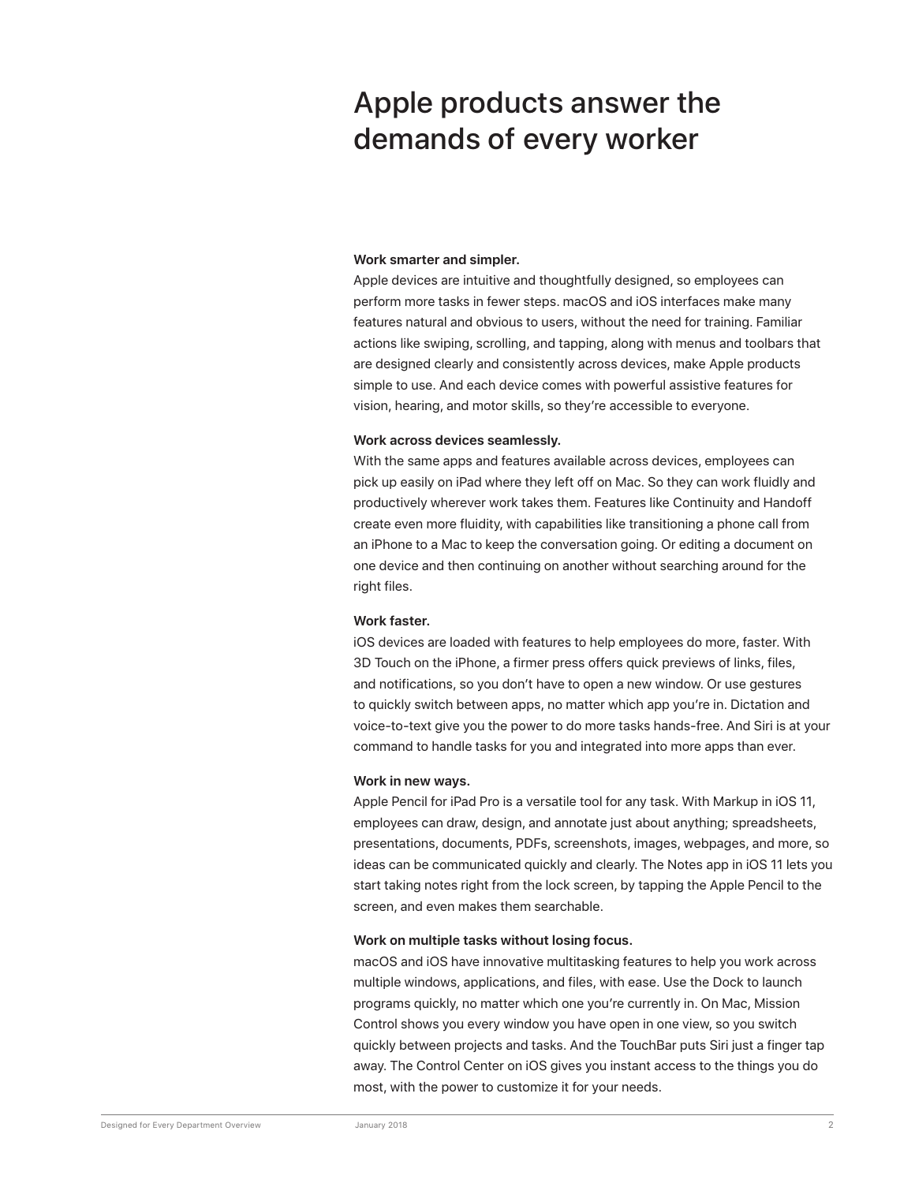# Apple products answer the demands of every worker

**Work smarter and simpler.**
Apple devices are intuitive and thoughtfully designed, so employees can perform more tasks in fewer steps. macOS and iOS interfaces make many features natural and obvious to users, without the need for training. Familiar actions like swiping, scrolling, and tapping, along with menus and toolbars that are designed clearly and consistently across devices, make Apple products simple to use. And each device comes with powerful assistive features for vision, hearing, and motor skills, so they're accessible to everyone.

**Work across devices seamlessly.**
With the same apps and features available across devices, employees can pick up easily on iPad where they left off on Mac. So they can work fluidly and productively wherever work takes them. Features like Continuity and Handoff create even more fluidity, with capabilities like transitioning a phone call from an iPhone to a Mac to keep the conversation going. Or editing a document on one device and then continuing on another without searching around for the right files.

**Work faster.**
iOS devices are loaded with features to help employees do more, faster. With 3D Touch on the iPhone, a firmer press offers quick previews of links, files, and notifications, so you don't have to open a new window. Or use gestures to quickly switch between apps, no matter which app you're in. Dictation and voice-to-text give you the power to do more tasks hands-free. And Siri is at your command to handle tasks for you and integrated into more apps than ever.

**Work in new ways.**
Apple Pencil for iPad Pro is a versatile tool for any task. With Markup in iOS 11, employees can draw, design, and annotate just about anything; spreadsheets, presentations, documents, PDFs, screenshots, images, webpages, and more, so ideas can be communicated quickly and clearly. The Notes app in iOS 11 lets you start taking notes right from the lock screen, by tapping the Apple Pencil to the screen, and even makes them searchable.

**Work on multiple tasks without losing focus.**
macOS and iOS have innovative multitasking features to help you work across multiple windows, applications, and files, with ease. Use the Dock to launch programs quickly, no matter which one you're currently in. On Mac, Mission Control shows you every window you have open in one view, so you switch quickly between projects and tasks. And the TouchBar puts Siri just a finger tap away. The Control Center on iOS gives you instant access to the things you do most, with the power to customize it for your needs.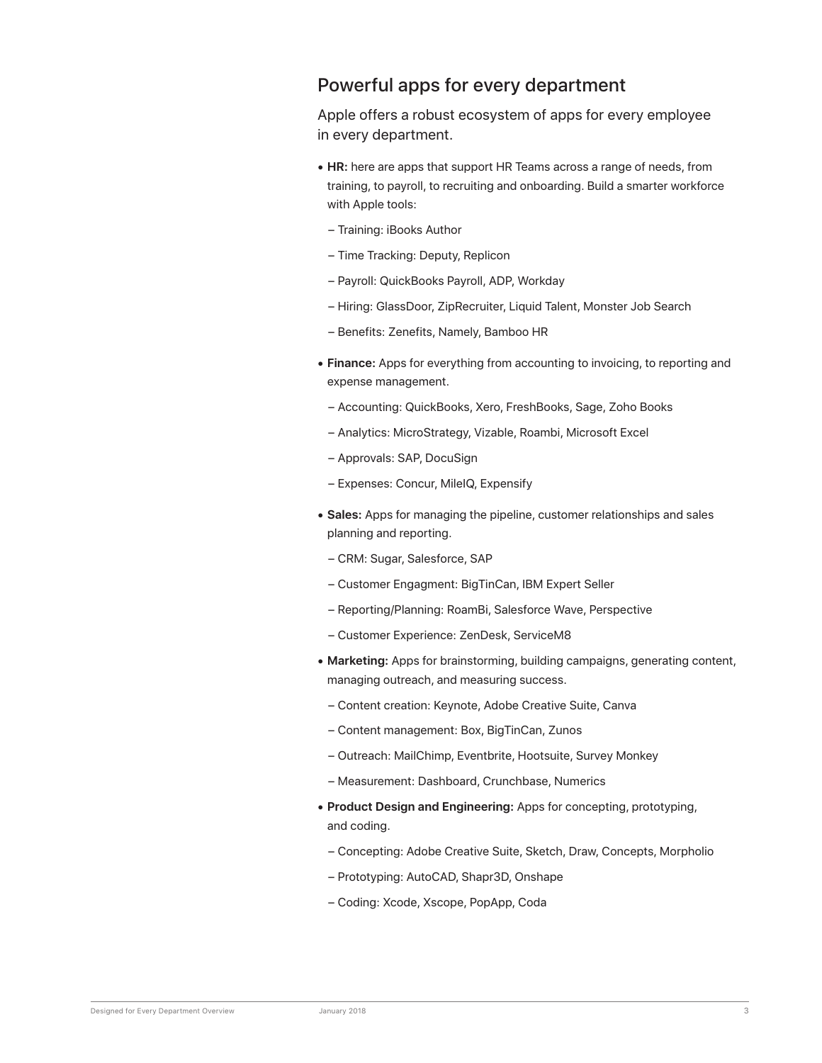## Powerful apps for every department

Apple offers a robust ecosystem of apps for every employee in every department.

- **HR:** here are apps that support HR Teams across a range of needs, from training, to payroll, to recruiting and onboarding. Build a smarter workforce with Apple tools:
  - Training: iBooks Author
  - Time Tracking: Deputy, Replicon
  - Payroll: QuickBooks Payroll, ADP, Workday
  - Hiring: GlassDoor, ZipRecruiter, Liquid Talent, Monster Job Search
  - Benefits: Zenefits, Namely, Bamboo HR
- **Finance:** Apps for everything from accounting to invoicing, to reporting and expense management.
  - Accounting: QuickBooks, Xero, FreshBooks, Sage, Zoho Books
  - Analytics: MicroStrategy, Vizable, Roambi, Microsoft Excel
  - Approvals: SAP, DocuSign
  - Expenses: Concur, MileIQ, Expensify
- **Sales:** Apps for managing the pipeline, customer relationships and sales planning and reporting.
  - CRM: Sugar, Salesforce, SAP
  - Customer Engagment: BigTinCan, IBM Expert Seller
  - Reporting/Planning: RoamBi, Salesforce Wave, Perspective
  - Customer Experience: ZenDesk, ServiceM8
- **Marketing:** Apps for brainstorming, building campaigns, generating content, managing outreach, and measuring success.
  - Content creation: Keynote, Adobe Creative Suite, Canva
  - Content management: Box, BigTinCan, Zunos
  - Outreach: MailChimp, Eventbrite, Hootsuite, Survey Monkey
  - Measurement: Dashboard, Crunchbase, Numerics
- **Product Design and Engineering:** Apps for concepting, prototyping, and coding.
  - Concepting: Adobe Creative Suite, Sketch, Draw, Concepts, Morpholio
  - Prototyping: AutoCAD, Shapr3D, Onshape
  - Coding: Xcode, Xscope, PopApp, Coda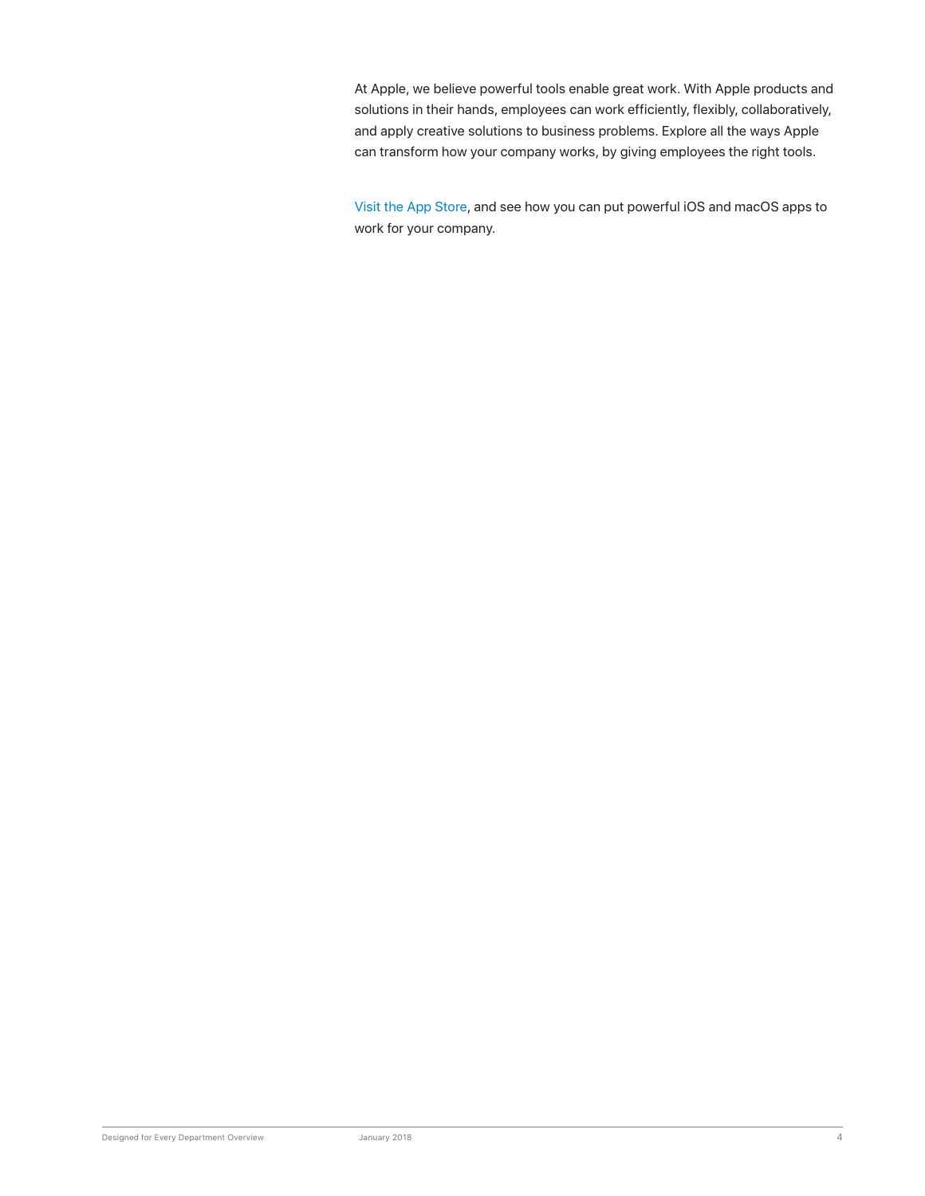At Apple, we believe powerful tools enable great work. With Apple products and solutions in their hands, employees can work efficiently, flexibly, collaboratively, and apply creative solutions to business problems. Explore all the ways Apple can transform how your company works, by giving employees the right tools.

Visit the App Store, and see how you can put powerful iOS and macOS apps to work for your company.